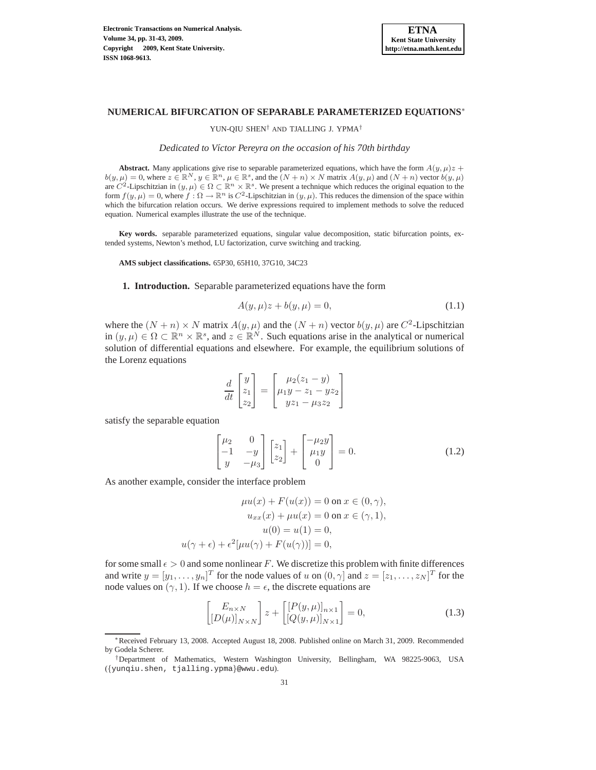# NUMERICAL BIFURCATION OF SEPARABLE PARAMETERIZED EQUATIONS*

YUN-QIU SHEN† AND TJALLING J. YPMA†

*Dedicated to Víctor Pereyra on the occasion of his 70th birthday*

**Abstract.** Many applications give rise to separable parameterized equations, which have the form $A(y,\mu)z + b(y,\mu) = 0$, where $z \in \mathbb{R}^N$, $y \in \mathbb{R}^n$, $\mu \in \mathbb{R}^s$, and the $(N+n) \times N$ matrix $A(y,\mu)$ and $(N+n)$ vector $b(y,\mu)$ are $C^2$-Lipschitzian in $(y,\mu) \in \Omega \subset \mathbb{R}^n \times \mathbb{R}^s$. We present a technique which reduces the original equation to the form $f(y,\mu) = 0$, where $f : \Omega \to \mathbb{R}^n$ is $C^2$-Lipschitzian in $(y,\mu)$. This reduces the dimension of the space within which the bifurcation relation occurs. We derive expressions required to implement methods to solve the reduced equation. Numerical examples illustrate the use of the technique.

**Key words.** separable parameterized equations, singular value decomposition, static bifurcation points, extended systems, Newton's method, LU factorization, curve switching and tracking.

**AMS subject classifications.** 65P30, 65H10, 37G10, 34C23

**1. Introduction.** Separable parameterized equations have the form

$$A(y,\mu)z + b(y,\mu) = 0, \tag{1.1}$$

where the $(N+n) \times N$ matrix $A(y,\mu)$ and the $(N+n)$ vector $b(y,\mu)$ are $C^2$-Lipschitzian in $(y,\mu) \in \Omega \subset \mathbb{R}^n \times \mathbb{R}^s$, and $z \in \mathbb{R}^N$. Such equations arise in the analytical or numerical solution of differential equations and elsewhere. For example, the equilibrium solutions of the Lorenz equations

$$\frac{d}{dt}\begin{bmatrix} y \\ z_1 \\ z_2 \end{bmatrix} = \begin{bmatrix} \mu_2(z_1 - y) \\ \mu_1 y - z_1 - y z_2 \\ y z_1 - \mu_3 z_2 \end{bmatrix}$$

satisfy the separable equation

$$\begin{bmatrix} \mu_2 & 0 \\ -1 & -y \\ y & -\mu_3 \end{bmatrix} \begin{bmatrix} z_1 \\ z_2 \end{bmatrix} + \begin{bmatrix} -\mu_2 y \\ \mu_1 y \\ 0 \end{bmatrix} = 0. \tag{1.2}$$

As another example, consider the interface problem

$$\begin{aligned} \mu u(x) + F(u(x)) &= 0 \text{ on } x \in (0,\gamma), \\ u_{xx}(x) + \mu u(x) &= 0 \text{ on } x \in (\gamma,1), \\ u(0) = u(1) &= 0, \\ u(\gamma+\epsilon) + \epsilon^2[\mu u(\gamma) + F(u(\gamma))] &= 0, \end{aligned}$$

for some small $\epsilon > 0$ and some nonlinear $F$. We discretize this problem with finite differences and write $y = [y_1,\ldots,y_n]^T$ for the node values of $u$ on $(0,\gamma]$ and $z = [z_1,\ldots,z_N]^T$ for the node values on $(\gamma,1)$. If we choose $h = \epsilon$, the discrete equations are

$$\begin{bmatrix} E_{n\times N} \\ [D(\mu)]_{N\times N} \end{bmatrix} z + \begin{bmatrix} [P(y,\mu)]_{n\times 1} \\ [Q(y,\mu)]_{N\times 1} \end{bmatrix} = 0, \tag{1.3}$$

---

*Received February 13, 2008. Accepted August 18, 2008. Published online on March 31, 2009. Recommended by Godela Scherer.

†Department of Mathematics, Western Washington University, Bellingham, WA 98225-9063, USA ({yunqiu.shen, tjalling.ypma}@wwu.edu).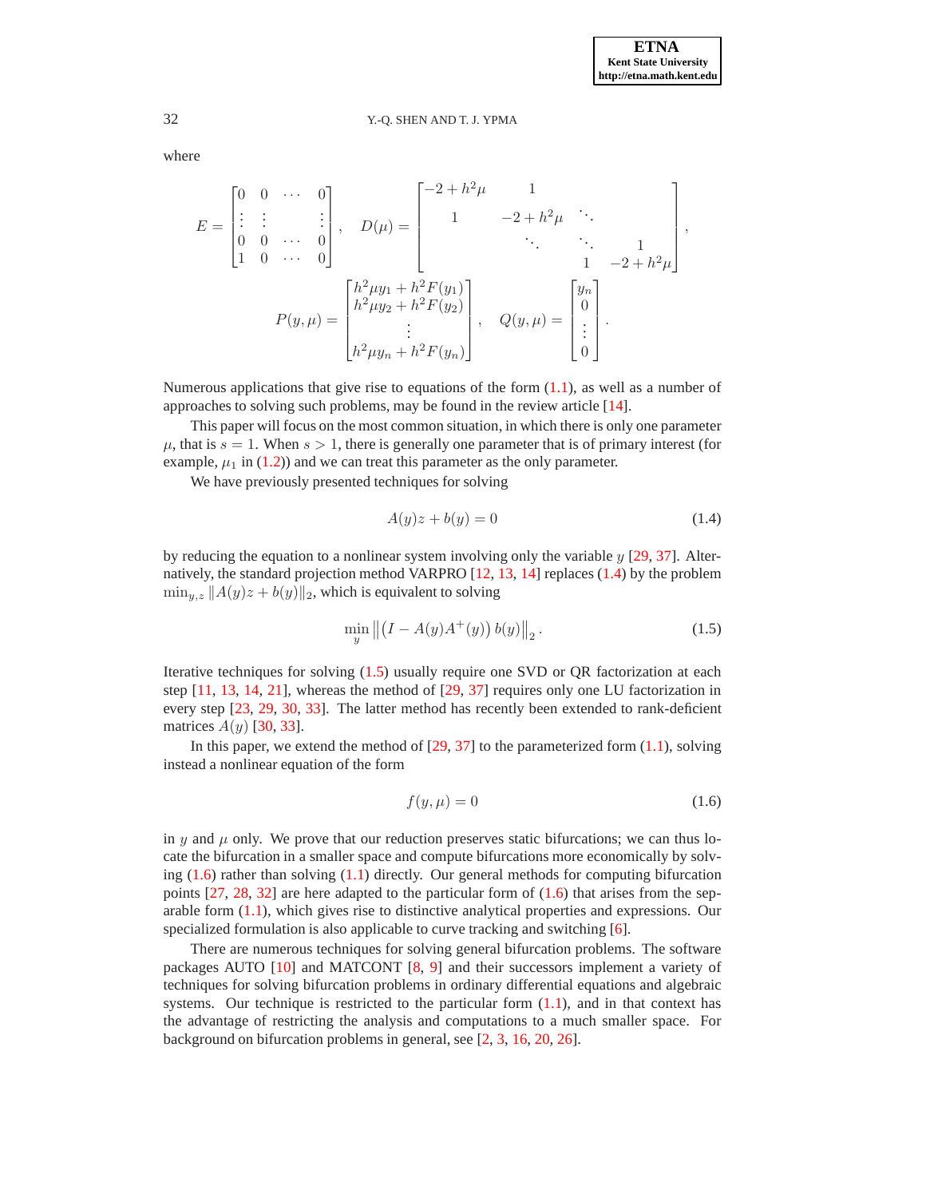where

$$
E = \begin{bmatrix} 0 & 0 & \cdots & 0 \\ \vdots & \vdots & & \vdots \\ 0 & 0 & \cdots & 0 \\ 1 & 0 & \cdots & 0 \end{bmatrix}, \quad D(\mu) = \begin{bmatrix} -2+h^2\mu & 1 & & \\ 1 & -2+h^2\mu & \ddots & \\ & \ddots & \ddots & 1 \\ & & 1 & -2+h^2\mu \end{bmatrix},
$$

$$
P(y,\mu) = \begin{bmatrix} h^2\mu y_1 + h^2 F(y_1) \\ h^2\mu y_2 + h^2 F(y_2) \\ \vdots \\ h^2\mu y_n + h^2 F(y_n) \end{bmatrix}, \quad Q(y,\mu) = \begin{bmatrix} y_n \\ 0 \\ \vdots \\ 0 \end{bmatrix}.
$$

Numerous applications that give rise to equations of the form (1.1), as well as a number of approaches to solving such problems, may be found in the review article [14].

This paper will focus on the most common situation, in which there is only one parameter $\mu$, that is $s = 1$. When $s > 1$, there is generally one parameter that is of primary interest (for example, $\mu_1$ in (1.2)) and we can treat this parameter as the only parameter.

We have previously presented techniques for solving

$$
A(y)z + b(y) = 0 \tag{1.4}
$$

by reducing the equation to a nonlinear system involving only the variable $y$ [29, 37]. Alternatively, the standard projection method VARPRO [12, 13, 14] replaces (1.4) by the problem $\min_{y,z} \|A(y)z + b(y)\|_2$, which is equivalent to solving

$$
\min_{y} \left\| \left( I - A(y)A^{+}(y) \right) b(y) \right\|_2 . \tag{1.5}
$$

Iterative techniques for solving (1.5) usually require one SVD or QR factorization at each step [11, 13, 14, 21], whereas the method of [29, 37] requires only one LU factorization in every step [23, 29, 30, 33]. The latter method has recently been extended to rank-deficient matrices $A(y)$ [30, 33].

In this paper, we extend the method of [29, 37] to the parameterized form (1.1), solving instead a nonlinear equation of the form

$$
f(y,\mu) = 0 \tag{1.6}
$$

in $y$ and $\mu$ only. We prove that our reduction preserves static bifurcations; we can thus locate the bifurcation in a smaller space and compute bifurcations more economically by solving (1.6) rather than solving (1.1) directly. Our general methods for computing bifurcation points [27, 28, 32] are here adapted to the particular form of (1.6) that arises from the separable form (1.1), which gives rise to distinctive analytical properties and expressions. Our specialized formulation is also applicable to curve tracking and switching [6].

There are numerous techniques for solving general bifurcation problems. The software packages AUTO [10] and MATCONT [8, 9] and their successors implement a variety of techniques for solving bifurcation problems in ordinary differential equations and algebraic systems. Our technique is restricted to the particular form (1.1), and in that context has the advantage of restricting the analysis and computations to a much smaller space. For background on bifurcation problems in general, see [2, 3, 16, 20, 26].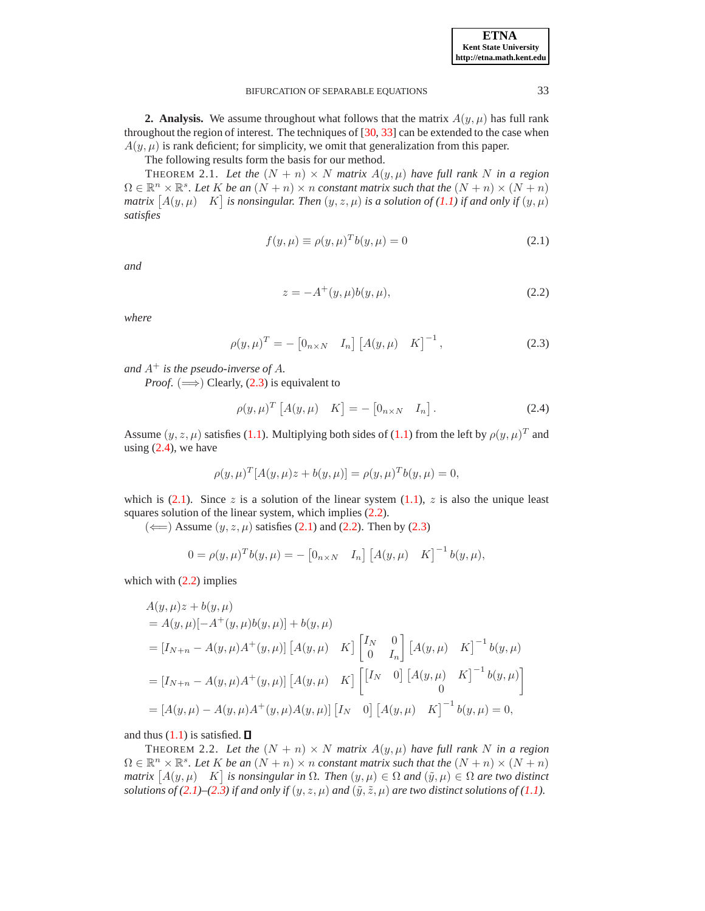**2. Analysis.** We assume throughout what follows that the matrix $A(y,\mu)$ has full rank throughout the region of interest. The techniques of [30, 33] can be extended to the case when $A(y,\mu)$ is rank deficient; for simplicity, we omit that generalization from this paper.

The following results form the basis for our method.

THEOREM 2.1. *Let the $(N+n)\times N$ matrix $A(y,\mu)$ have full rank $N$ in a region $\Omega \in \mathbb{R}^n \times \mathbb{R}^s$. Let $K$ be an $(N+n)\times n$ constant matrix such that the $(N+n)\times(N+n)$ matrix $\begin{bmatrix} A(y,\mu) & K \end{bmatrix}$ is nonsingular. Then $(y,z,\mu)$ is a solution of (1.1) if and only if $(y,\mu)$ satisfies*

$$f(y,\mu) \equiv \rho(y,\mu)^T b(y,\mu) = 0 \tag{2.1}$$

*and*

$$z = -A^{+}(y,\mu)b(y,\mu), \tag{2.2}$$

*where*

$$\rho(y,\mu)^T = -\begin{bmatrix} 0_{n\times N} & I_n \end{bmatrix} \begin{bmatrix} A(y,\mu) & K \end{bmatrix}^{-1}, \tag{2.3}$$

*and $A^{+}$ is the pseudo-inverse of $A$.*

*Proof.* $(\Longrightarrow)$ Clearly, (2.3) is equivalent to

$$\rho(y,\mu)^T \begin{bmatrix} A(y,\mu) & K \end{bmatrix} = -\begin{bmatrix} 0_{n\times N} & I_n \end{bmatrix}. \tag{2.4}$$

Assume $(y,z,\mu)$ satisfies (1.1). Multiplying both sides of (1.1) from the left by $\rho(y,\mu)^T$ and using (2.4), we have

$$\rho(y,\mu)^T[A(y,\mu)z + b(y,\mu)] = \rho(y,\mu)^T b(y,\mu) = 0,$$

which is (2.1). Since $z$ is a solution of the linear system (1.1), $z$ is also the unique least squares solution of the linear system, which implies (2.2).

$(\Longleftarrow)$ Assume $(y,z,\mu)$ satisfies (2.1) and (2.2). Then by (2.3)

$$0 = \rho(y,\mu)^T b(y,\mu) = -\begin{bmatrix} 0_{n\times N} & I_n \end{bmatrix} \begin{bmatrix} A(y,\mu) & K \end{bmatrix}^{-1} b(y,\mu),$$

which with (2.2) implies

$$\begin{aligned}
&A(y,\mu)z + b(y,\mu) \\
&= A(y,\mu)[-A^{+}(y,\mu)b(y,\mu)] + b(y,\mu) \\
&= [I_{N+n} - A(y,\mu)A^{+}(y,\mu)] \begin{bmatrix} A(y,\mu) & K \end{bmatrix} \begin{bmatrix} I_N & 0 \\ 0 & I_n \end{bmatrix} \begin{bmatrix} A(y,\mu) & K \end{bmatrix}^{-1} b(y,\mu) \\
&= [I_{N+n} - A(y,\mu)A^{+}(y,\mu)] \begin{bmatrix} A(y,\mu) & K \end{bmatrix} \begin{bmatrix} \begin{bmatrix} I_N & 0 \end{bmatrix} \begin{bmatrix} A(y,\mu) & K \end{bmatrix}^{-1} b(y,\mu) \\ 0 \end{bmatrix} \\
&= [A(y,\mu) - A(y,\mu)A^{+}(y,\mu)A(y,\mu)] \begin{bmatrix} I_N & 0 \end{bmatrix} \begin{bmatrix} A(y,\mu) & K \end{bmatrix}^{-1} b(y,\mu) = 0,
\end{aligned}$$

and thus (1.1) is satisfied. ∎

THEOREM 2.2. *Let the $(N+n)\times N$ matrix $A(y,\mu)$ have full rank $N$ in a region $\Omega \in \mathbb{R}^n \times \mathbb{R}^s$. Let $K$ be an $(N+n)\times n$ constant matrix such that the $(N+n)\times(N+n)$ matrix $\begin{bmatrix} A(y,\mu) & K \end{bmatrix}$ is nonsingular in $\Omega$. Then $(y,\mu)\in\Omega$ and $(\tilde{y},\mu)\in\Omega$ are two distinct solutions of (2.1)–(2.3) if and only if $(y,z,\mu)$ and $(\tilde{y},\tilde{z},\mu)$ are two distinct solutions of (1.1).*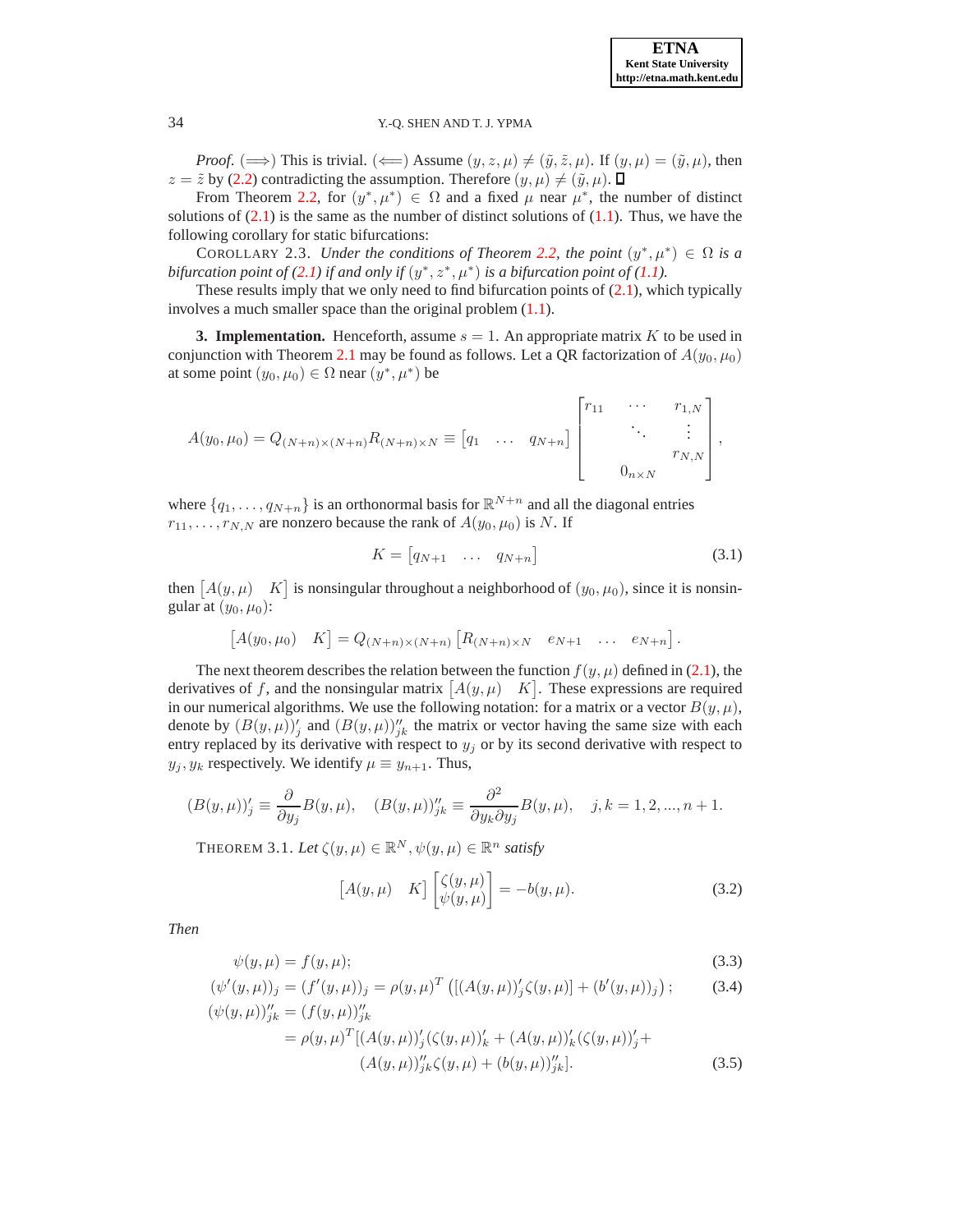*Proof.* ($\Longrightarrow$) This is trivial. ($\Longleftarrow$) Assume $(y, z, \mu) \neq (\tilde{y}, \tilde{z}, \mu)$. If $(y, \mu) = (\tilde{y}, \mu)$, then $z = \tilde{z}$ by (2.2) contradicting the assumption. Therefore $(y, \mu) \neq (\tilde{y}, \mu)$. ∎

From Theorem 2.2, for $(y^*, \mu^*) \in \Omega$ and a fixed $\mu$ near $\mu^*$, the number of distinct solutions of (2.1) is the same as the number of distinct solutions of (1.1). Thus, we have the following corollary for static bifurcations:

COROLLARY 2.3. *Under the conditions of Theorem 2.2, the point $(y^*, \mu^*) \in \Omega$ is a bifurcation point of (2.1) if and only if $(y^*, z^*, \mu^*)$ is a bifurcation point of (1.1).*

These results imply that we only need to find bifurcation points of (2.1), which typically involves a much smaller space than the original problem (1.1).

**3. Implementation.** Henceforth, assume $s = 1$. An appropriate matrix $K$ to be used in conjunction with Theorem 2.1 may be found as follows. Let a QR factorization of $A(y_0, \mu_0)$ at some point $(y_0, \mu_0) \in \Omega$ near $(y^*, \mu^*)$ be

$$A(y_0, \mu_0) = Q_{(N+n)\times(N+n)} R_{(N+n)\times N} \equiv \begin{bmatrix} q_1 & \dots & q_{N+n} \end{bmatrix} \begin{bmatrix} r_{11} & \cdots & r_{1,N} \\ & \ddots & \vdots \\ & & r_{N,N} \\ & 0_{n\times N} & \end{bmatrix},$$

where $\{q_1, \dots, q_{N+n}\}$ is an orthonormal basis for $\mathbb{R}^{N+n}$ and all the diagonal entries $r_{11}, \dots, r_{N,N}$ are nonzero because the rank of $A(y_0, \mu_0)$ is $N$. If

$$K = \begin{bmatrix} q_{N+1} & \dots & q_{N+n} \end{bmatrix} \tag{3.1}$$

then $\begin{bmatrix} A(y, \mu) & K \end{bmatrix}$ is nonsingular throughout a neighborhood of $(y_0, \mu_0)$, since it is nonsingular at $(y_0, \mu_0)$:

$$\begin{bmatrix} A(y_0, \mu_0) & K \end{bmatrix} = Q_{(N+n)\times(N+n)} \begin{bmatrix} R_{(N+n)\times N} & e_{N+1} & \dots & e_{N+n} \end{bmatrix}.$$

The next theorem describes the relation between the function $f(y, \mu)$ defined in (2.1), the derivatives of $f$, and the nonsingular matrix $\begin{bmatrix} A(y, \mu) & K \end{bmatrix}$. These expressions are required in our numerical algorithms. We use the following notation: for a matrix or a vector $B(y, \mu)$, denote by $(B(y, \mu))'_j$ and $(B(y, \mu))''_{jk}$ the matrix or vector having the same size with each entry replaced by its derivative with respect to $y_j$ or by its second derivative with respect to $y_j, y_k$ respectively. We identify $\mu \equiv y_{n+1}$. Thus,

$$(B(y, \mu))'_j \equiv \frac{\partial}{\partial y_j} B(y, \mu), \quad (B(y, \mu))''_{jk} \equiv \frac{\partial^2}{\partial y_k \partial y_j} B(y, \mu), \quad j, k = 1, 2, ..., n+1.$$

THEOREM 3.1. *Let $\zeta(y, \mu) \in \mathbb{R}^N, \psi(y, \mu) \in \mathbb{R}^n$ satisfy*

$$\begin{bmatrix} A(y, \mu) & K \end{bmatrix} \begin{bmatrix} \zeta(y, \mu) \\ \psi(y, \mu) \end{bmatrix} = -b(y, \mu). \tag{3.2}$$

*Then*

$$\psi(y, \mu) = f(y, \mu); \tag{3.3}$$

$$(\psi'(y, \mu))_j = (f'(y, \mu))_j = \rho(y, \mu)^T \left( [(A(y, \mu))'_j \zeta(y, \mu)] + (b'(y, \mu))_j \right); \tag{3.4}$$

$$\begin{aligned} (\psi(y, \mu))''_{jk} &= (f(y, \mu))''_{jk} \\ &= \rho(y, \mu)^T [(A(y, \mu))'_j (\zeta(y, \mu))'_k + (A(y, \mu))'_k (\zeta(y, \mu))'_j + \\ &\qquad (A(y, \mu))''_{jk} \zeta(y, \mu) + (b(y, \mu))''_{jk}]. \end{aligned} \tag{3.5}$$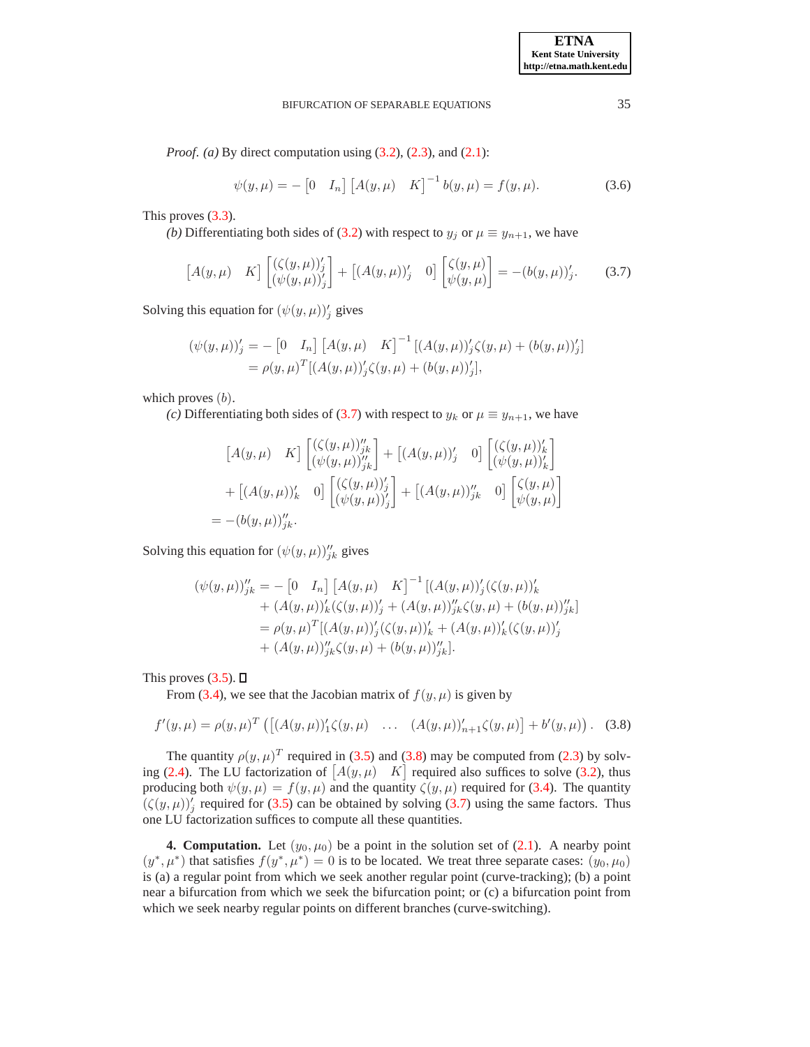*Proof. (a)* By direct computation using (3.2), (2.3), and (2.1):

$$\psi(y,\mu) = -\begin{bmatrix}0 & I_n\end{bmatrix}\begin{bmatrix}A(y,\mu) & K\end{bmatrix}^{-1} b(y,\mu) = f(y,\mu). \tag{3.6}$$

This proves (3.3).

*(b)* Differentiating both sides of (3.2) with respect to $y_j$ or $\mu \equiv y_{n+1}$, we have

$$\begin{bmatrix}A(y,\mu) & K\end{bmatrix}\begin{bmatrix}(\zeta(y,\mu))'_j \\ (\psi(y,\mu))'_j\end{bmatrix} + \begin{bmatrix}(A(y,\mu))'_j & 0\end{bmatrix}\begin{bmatrix}\zeta(y,\mu) \\ \psi(y,\mu)\end{bmatrix} = -(b(y,\mu))'_j. \tag{3.7}$$

Solving this equation for $(\psi(y,\mu))'_j$ gives

$$\begin{aligned}(\psi(y,\mu))'_j &= -\begin{bmatrix}0 & I_n\end{bmatrix}\begin{bmatrix}A(y,\mu) & K\end{bmatrix}^{-1}[(A(y,\mu))'_j\zeta(y,\mu) + (b(y,\mu))'_j] \\ &= \rho(y,\mu)^T[(A(y,\mu))'_j\zeta(y,\mu) + (b(y,\mu))'_j],\end{aligned}$$

which proves $(b)$.

*(c)* Differentiating both sides of (3.7) with respect to $y_k$ or $\mu \equiv y_{n+1}$, we have

$$\begin{aligned}&\begin{bmatrix}A(y,\mu) & K\end{bmatrix}\begin{bmatrix}(\zeta(y,\mu))''_{jk} \\ (\psi(y,\mu))''_{jk}\end{bmatrix} + \begin{bmatrix}(A(y,\mu))'_j & 0\end{bmatrix}\begin{bmatrix}(\zeta(y,\mu))'_k \\ (\psi(y,\mu))'_k\end{bmatrix} \\ &\quad + \begin{bmatrix}(A(y,\mu))'_k & 0\end{bmatrix}\begin{bmatrix}(\zeta(y,\mu))'_j \\ (\psi(y,\mu))'_j\end{bmatrix} + \begin{bmatrix}(A(y,\mu))''_{jk} & 0\end{bmatrix}\begin{bmatrix}\zeta(y,\mu) \\ \psi(y,\mu)\end{bmatrix} \\ &= -(b(y,\mu))''_{jk}.\end{aligned}$$

Solving this equation for $(\psi(y,\mu))''_{jk}$ gives

$$\begin{aligned}(\psi(y,\mu))''_{jk} &= -\begin{bmatrix}0 & I_n\end{bmatrix}\begin{bmatrix}A(y,\mu) & K\end{bmatrix}^{-1}[(A(y,\mu))'_j(\zeta(y,\mu))'_k \\ &\quad + (A(y,\mu))'_k(\zeta(y,\mu))'_j + (A(y,\mu))''_{jk}\zeta(y,\mu) + (b(y,\mu))''_{jk}] \\ &= \rho(y,\mu)^T[(A(y,\mu))'_j(\zeta(y,\mu))'_k + (A(y,\mu))'_k(\zeta(y,\mu))'_j \\ &\quad + (A(y,\mu))''_{jk}\zeta(y,\mu) + (b(y,\mu))''_{jk}].\end{aligned}$$

This proves (3.5). ∎

From (3.4), we see that the Jacobian matrix of $f(y,\mu)$ is given by

$$f'(y,\mu) = \rho(y,\mu)^T\left(\begin{bmatrix}(A(y,\mu))'_1\zeta(y,\mu) & \dots & (A(y,\mu))'_{n+1}\zeta(y,\mu)\end{bmatrix} + b'(y,\mu)\right). \tag{3.8}$$

The quantity $\rho(y,\mu)^T$ required in (3.5) and (3.8) may be computed from (2.3) by solving (2.4). The LU factorization of $\begin{bmatrix}A(y,\mu) & K\end{bmatrix}$ required also suffices to solve (3.2), thus producing both $\psi(y,\mu) = f(y,\mu)$ and the quantity $\zeta(y,\mu)$ required for (3.4). The quantity $(\zeta(y,\mu))'_j$ required for (3.5) can be obtained by solving (3.7) using the same factors. Thus one LU factorization suffices to compute all these quantities.

**4. Computation.** Let $(y_0,\mu_0)$ be a point in the solution set of (2.1). A nearby point $(y^*,\mu^*)$ that satisfies $f(y^*,\mu^*) = 0$ is to be located. We treat three separate cases: $(y_0,\mu_0)$ is (a) a regular point from which we seek another regular point (curve-tracking); (b) a point near a bifurcation from which we seek the bifurcation point; or (c) a bifurcation point from which we seek nearby regular points on different branches (curve-switching).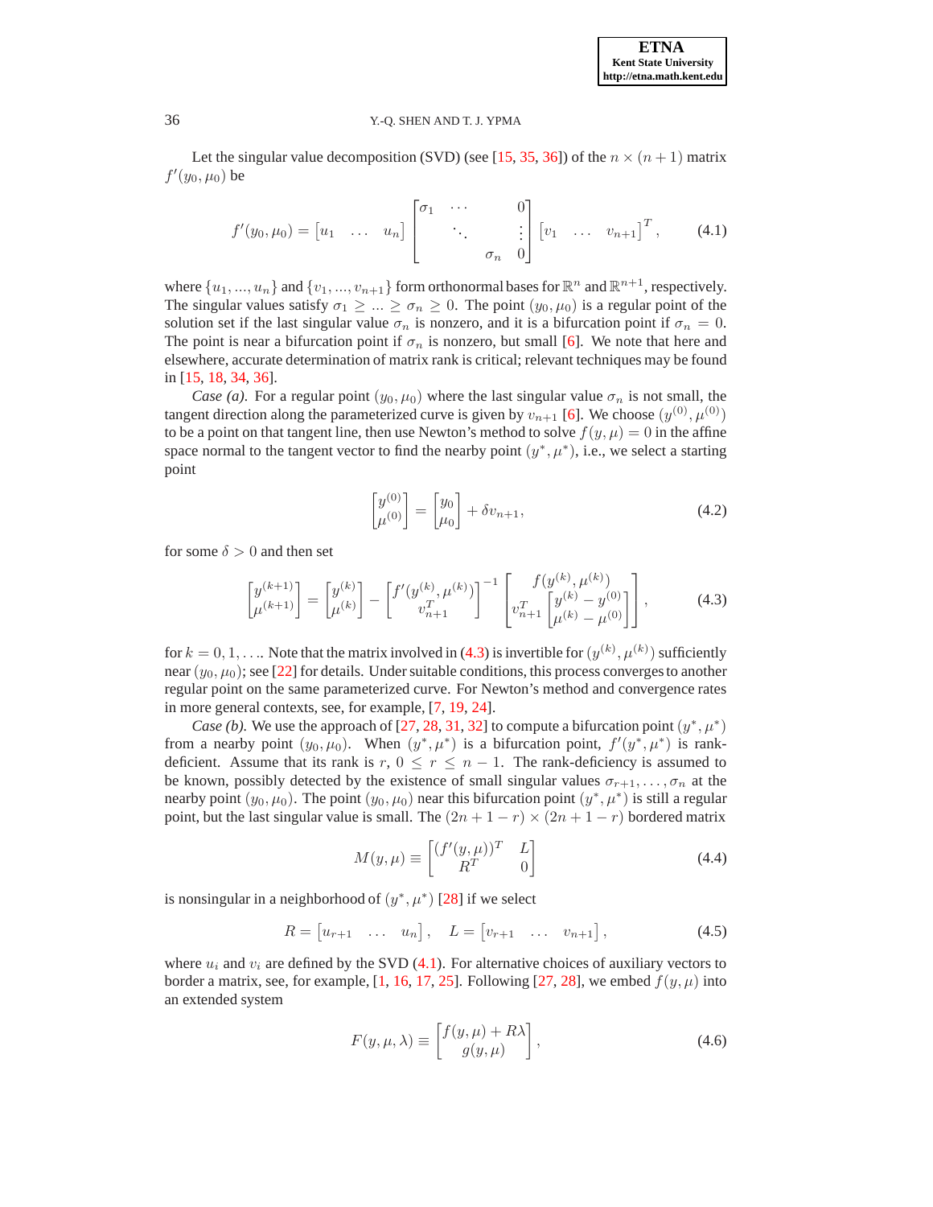Let the singular value decomposition (SVD) (see [15, 35, 36]) of the $n \times (n+1)$ matrix $f'(y_0, \mu_0)$ be

$$f'(y_0, \mu_0) = \begin{bmatrix} u_1 & \dots & u_n \end{bmatrix} \begin{bmatrix} \sigma_1 & \cdots & & 0 \\ & \ddots & & \vdots \\ & & \sigma_n & 0 \end{bmatrix} \begin{bmatrix} v_1 & \dots & v_{n+1} \end{bmatrix}^T, \tag{4.1}$$

where $\{u_1, ..., u_n\}$ and $\{v_1, ..., v_{n+1}\}$ form orthonormal bases for $\mathbb{R}^n$ and $\mathbb{R}^{n+1}$, respectively. The singular values satisfy $\sigma_1 \geq ... \geq \sigma_n \geq 0$. The point $(y_0, \mu_0)$ is a regular point of the solution set if the last singular value $\sigma_n$ is nonzero, and it is a bifurcation point if $\sigma_n = 0$. The point is near a bifurcation point if $\sigma_n$ is nonzero, but small [6]. We note that here and elsewhere, accurate determination of matrix rank is critical; relevant techniques may be found in [15, 18, 34, 36].

*Case (a).* For a regular point $(y_0, \mu_0)$ where the last singular value $\sigma_n$ is not small, the tangent direction along the parameterized curve is given by $v_{n+1}$ [6]. We choose $(y^{(0)}, \mu^{(0)})$ to be a point on that tangent line, then use Newton's method to solve $f(y, \mu) = 0$ in the affine space normal to the tangent vector to find the nearby point $(y^*, \mu^*)$, i.e., we select a starting point

$$\begin{bmatrix} y^{(0)} \\ \mu^{(0)} \end{bmatrix} = \begin{bmatrix} y_0 \\ \mu_0 \end{bmatrix} + \delta v_{n+1}, \tag{4.2}$$

for some $\delta > 0$ and then set

$$\begin{bmatrix} y^{(k+1)} \\ \mu^{(k+1)} \end{bmatrix} = \begin{bmatrix} y^{(k)} \\ \mu^{(k)} \end{bmatrix} - \begin{bmatrix} f'(y^{(k)}, \mu^{(k)}) \\ v_{n+1}^T \end{bmatrix}^{-1} \begin{bmatrix} f(y^{(k)}, \mu^{(k)}) \\ v_{n+1}^T \begin{bmatrix} y^{(k)} - y^{(0)} \\ \mu^{(k)} - \mu^{(0)} \end{bmatrix} \end{bmatrix}, \tag{4.3}$$

for $k = 0, 1, \ldots$. Note that the matrix involved in (4.3) is invertible for $(y^{(k)}, \mu^{(k)})$ sufficiently near $(y_0, \mu_0)$; see [22] for details. Under suitable conditions, this process converges to another regular point on the same parameterized curve. For Newton's method and convergence rates in more general contexts, see, for example, [7, 19, 24].

*Case (b).* We use the approach of [27, 28, 31, 32] to compute a bifurcation point $(y^*, \mu^*)$ from a nearby point $(y_0, \mu_0)$. When $(y^*, \mu^*)$ is a bifurcation point, $f'(y^*, \mu^*)$ is rank-deficient. Assume that its rank is $r$, $0 \leq r \leq n-1$. The rank-deficiency is assumed to be known, possibly detected by the existence of small singular values $\sigma_{r+1}, \ldots, \sigma_n$ at the nearby point $(y_0, \mu_0)$. The point $(y_0, \mu_0)$ near this bifurcation point $(y^*, \mu^*)$ is still a regular point, but the last singular value is small. The $(2n+1-r) \times (2n+1-r)$ bordered matrix

$$M(y, \mu) \equiv \begin{bmatrix} (f'(y, \mu))^T & L \\ R^T & 0 \end{bmatrix} \tag{4.4}$$

is nonsingular in a neighborhood of $(y^*, \mu^*)$ [28] if we select

$$R = \begin{bmatrix} u_{r+1} & \dots & u_n \end{bmatrix}, \quad L = \begin{bmatrix} v_{r+1} & \dots & v_{n+1} \end{bmatrix}, \tag{4.5}$$

where $u_i$ and $v_i$ are defined by the SVD (4.1). For alternative choices of auxiliary vectors to border a matrix, see, for example, [1, 16, 17, 25]. Following [27, 28], we embed $f(y, \mu)$ into an extended system

$$F(y, \mu, \lambda) \equiv \begin{bmatrix} f(y, \mu) + R\lambda \\ g(y, \mu) \end{bmatrix}, \tag{4.6}$$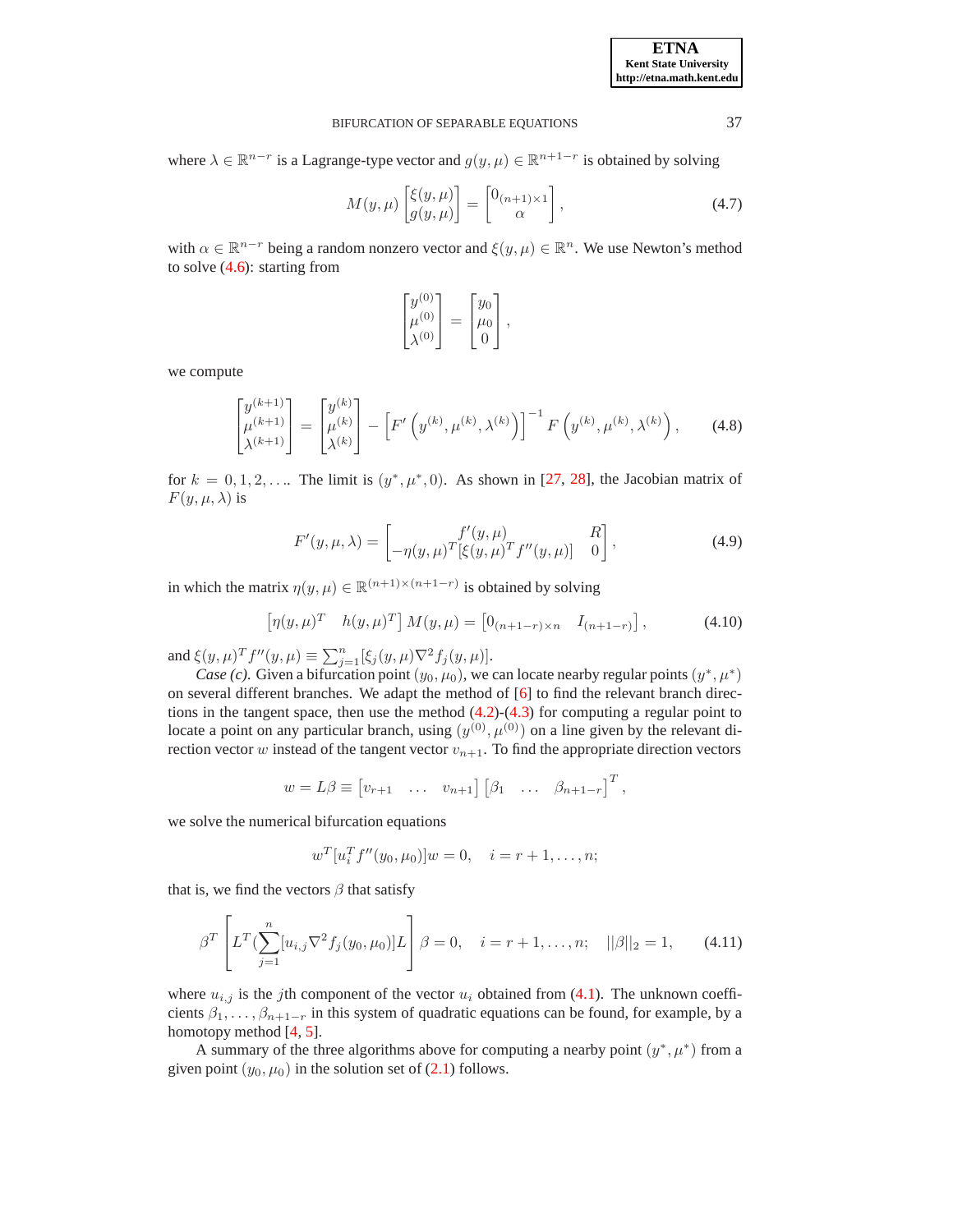where $\lambda \in \mathbb{R}^{n-r}$ is a Lagrange-type vector and $g(y, \mu) \in \mathbb{R}^{n+1-r}$ is obtained by solving

$$M(y, \mu) \begin{bmatrix} \xi(y, \mu) \\ g(y, \mu) \end{bmatrix} = \begin{bmatrix} 0_{(n+1)\times 1} \\ \alpha \end{bmatrix}, \tag{4.7}$$

with $\alpha \in \mathbb{R}^{n-r}$ being a random nonzero vector and $\xi(y, \mu) \in \mathbb{R}^n$. We use Newton's method to solve (4.6): starting from

$$\begin{bmatrix} y^{(0)} \\ \mu^{(0)} \\ \lambda^{(0)} \end{bmatrix} = \begin{bmatrix} y_0 \\ \mu_0 \\ 0 \end{bmatrix},$$

we compute

$$\begin{bmatrix} y^{(k+1)} \\ \mu^{(k+1)} \\ \lambda^{(k+1)} \end{bmatrix} = \begin{bmatrix} y^{(k)} \\ \mu^{(k)} \\ \lambda^{(k)} \end{bmatrix} - \left[F'\left(y^{(k)}, \mu^{(k)}, \lambda^{(k)}\right)\right]^{-1} F\left(y^{(k)}, \mu^{(k)}, \lambda^{(k)}\right), \tag{4.8}$$

for $k = 0, 1, 2, \ldots$. The limit is $(y^*, \mu^*, 0)$. As shown in [27, 28], the Jacobian matrix of $F(y, \mu, \lambda)$ is

$$F'(y, \mu, \lambda) = \begin{bmatrix} f'(y, \mu) & R \\ -\eta(y, \mu)^T [\xi(y, \mu)^T f''(y, \mu)] & 0 \end{bmatrix}, \tag{4.9}$$

in which the matrix $\eta(y, \mu) \in \mathbb{R}^{(n+1)\times(n+1-r)}$ is obtained by solving

$$\begin{bmatrix} \eta(y, \mu)^T & h(y, \mu)^T \end{bmatrix} M(y, \mu) = \begin{bmatrix} 0_{(n+1-r)\times n} & I_{(n+1-r)} \end{bmatrix}, \tag{4.10}$$

and $\xi(y, \mu)^T f''(y, \mu) \equiv \sum_{j=1}^{n} [\xi_j(y, \mu) \nabla^2 f_j(y, \mu)]$.

*Case (c).* Given a bifurcation point $(y_0, \mu_0)$, we can locate nearby regular points $(y^*, \mu^*)$ on several different branches. We adapt the method of [6] to find the relevant branch directions in the tangent space, then use the method (4.2)-(4.3) for computing a regular point to locate a point on any particular branch, using $(y^{(0)}, \mu^{(0)})$ on a line given by the relevant direction vector $w$ instead of the tangent vector $v_{n+1}$. To find the appropriate direction vectors

$$w = L\beta \equiv \begin{bmatrix} v_{r+1} & \ldots & v_{n+1} \end{bmatrix} \begin{bmatrix} \beta_1 & \ldots & \beta_{n+1-r} \end{bmatrix}^T,$$

we solve the numerical bifurcation equations

$$w^T [u_i^T f''(y_0, \mu_0)] w = 0, \quad i = r+1, \ldots, n;$$

that is, we find the vectors $\beta$ that satisfy

$$\beta^T \left[ L^T \left( \sum_{j=1}^{n} [u_{i,j} \nabla^2 f_j(y_0, \mu_0)] L \right) \right] \beta = 0, \quad i = r+1, \ldots, n; \quad ||\beta||_2 = 1, \tag{4.11}$$

where $u_{i,j}$ is the $j$th component of the vector $u_i$ obtained from (4.1). The unknown coefficients $\beta_1, \ldots, \beta_{n+1-r}$ in this system of quadratic equations can be found, for example, by a homotopy method [4, 5].

A summary of the three algorithms above for computing a nearby point $(y^*, \mu^*)$ from a given point $(y_0, \mu_0)$ in the solution set of (2.1) follows.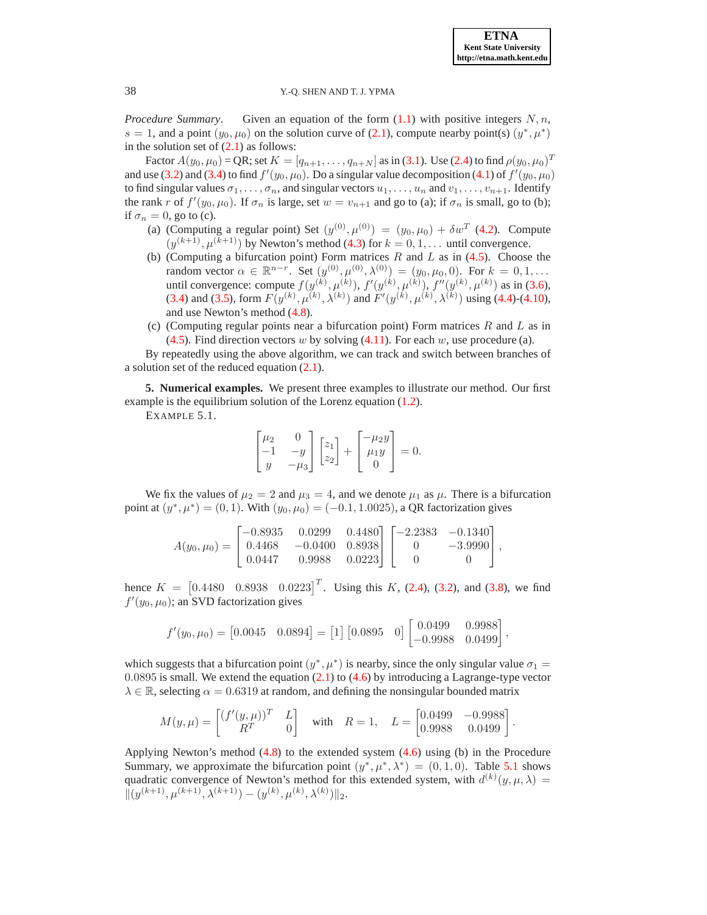*Procedure Summary*. Given an equation of the form (1.1) with positive integers $N, n$, $s = 1$, and a point $(y_0, \mu_0)$ on the solution curve of (2.1), compute nearby point(s) $(y^*, \mu^*)$ in the solution set of (2.1) as follows:

Factor $A(y_0, \mu_0) = \text{QR}$; set $K = [q_{n+1}, \ldots, q_{n+N}]$ as in (3.1). Use (2.4) to find $\rho(y_0, \mu_0)^T$ and use (3.2) and (3.4) to find $f'(y_0, \mu_0)$. Do a singular value decomposition (4.1) of $f'(y_0, \mu_0)$ to find singular values $\sigma_1, \ldots, \sigma_n$, and singular vectors $u_1, \ldots, u_n$ and $v_1, \ldots, v_{n+1}$. Identify the rank $r$ of $f'(y_0, \mu_0)$. If $\sigma_n$ is large, set $w = v_{n+1}$ and go to (a); if $\sigma_n$ is small, go to (b); if $\sigma_n = 0$, go to (c).

- (a) (Computing a regular point) Set $(y^{(0)}, \mu^{(0)}) = (y_0, \mu_0) + \delta w^T$ (4.2). Compute $(y^{(k+1)}, \mu^{(k+1)})$ by Newton's method (4.3) for $k = 0, 1, \ldots$ until convergence.
- (b) (Computing a bifurcation point) Form matrices $R$ and $L$ as in (4.5). Choose the random vector $\alpha \in \mathbb{R}^{n-r}$. Set $(y^{(0)}, \mu^{(0)}, \lambda^{(0)}) = (y_0, \mu_0, 0)$. For $k = 0, 1, \ldots$ until convergence: compute $f(y^{(k)}, \mu^{(k)})$, $f'(y^{(k)}, \mu^{(k)})$, $f''(y^{(k)}, \mu^{(k)})$ as in (3.6), (3.4) and (3.5), form $F(y^{(k)}, \mu^{(k)}, \lambda^{(k)})$ and $F'(y^{(k)}, \mu^{(k)}, \lambda^{(k)})$ using (4.4)-(4.10), and use Newton's method (4.8).
- (c) (Computing regular points near a bifurcation point) Form matrices $R$ and $L$ as in (4.5). Find direction vectors $w$ by solving (4.11). For each $w$, use procedure (a).

By repeatedly using the above algorithm, we can track and switch between branches of a solution set of the reduced equation (2.1).

## 5. Numerical examples.

We present three examples to illustrate our method. Our first example is the equilibrium solution of the Lorenz equation (1.2).

EXAMPLE 5.1.

$$\begin{bmatrix} \mu_2 & 0 \\ -1 & -y \\ y & -\mu_3 \end{bmatrix} \begin{bmatrix} z_1 \\ z_2 \end{bmatrix} + \begin{bmatrix} -\mu_2 y \\ \mu_1 y \\ 0 \end{bmatrix} = 0.$$

We fix the values of $\mu_2 = 2$ and $\mu_3 = 4$, and we denote $\mu_1$ as $\mu$. There is a bifurcation point at $(y^*, \mu^*) = (0, 1)$. With $(y_0, \mu_0) = (-0.1, 1.0025)$, a QR factorization gives

$$A(y_0, \mu_0) = \begin{bmatrix} -0.8935 & 0.0299 & 0.4480 \\ 0.4468 & -0.0400 & 0.8938 \\ 0.0447 & 0.9988 & 0.0223 \end{bmatrix} \begin{bmatrix} -2.2383 & -0.1340 \\ 0 & -3.9990 \\ 0 & 0 \end{bmatrix},$$

hence $K = \begin{bmatrix} 0.4480 & 0.8938 & 0.0223 \end{bmatrix}^T$. Using this $K$, (2.4), (3.2), and (3.8), we find $f'(y_0, \mu_0)$; an SVD factorization gives

$$f'(y_0, \mu_0) = \begin{bmatrix} 0.0045 & 0.0894 \end{bmatrix} = \begin{bmatrix} 1 \end{bmatrix} \begin{bmatrix} 0.0895 & 0 \end{bmatrix} \begin{bmatrix} 0.0499 & 0.9988 \\ -0.9988 & 0.0499 \end{bmatrix},$$

which suggests that a bifurcation point $(y^*, \mu^*)$ is nearby, since the only singular value $\sigma_1 = 0.0895$ is small. We extend the equation (2.1) to (4.6) by introducing a Lagrange-type vector $\lambda \in \mathbb{R}$, selecting $\alpha = 0.6319$ at random, and defining the nonsingular bounded matrix

$$M(y, \mu) = \begin{bmatrix} (f'(y, \mu))^T & L \\ R^T & 0 \end{bmatrix} \quad \text{with} \quad R = 1, \quad L = \begin{bmatrix} 0.0499 & -0.9988 \\ 0.9988 & 0.0499 \end{bmatrix}.$$

Applying Newton's method (4.8) to the extended system (4.6) using (b) in the Procedure Summary, we approximate the bifurcation point $(y^*, \mu^*, \lambda^*) = (0, 1, 0)$. Table 5.1 shows quadratic convergence of Newton's method for this extended system, with $d^{(k)}(y, \mu, \lambda) = \|(y^{(k+1)}, \mu^{(k+1)}, \lambda^{(k+1)}) - (y^{(k)}, \mu^{(k)}, \lambda^{(k)})\|_2$.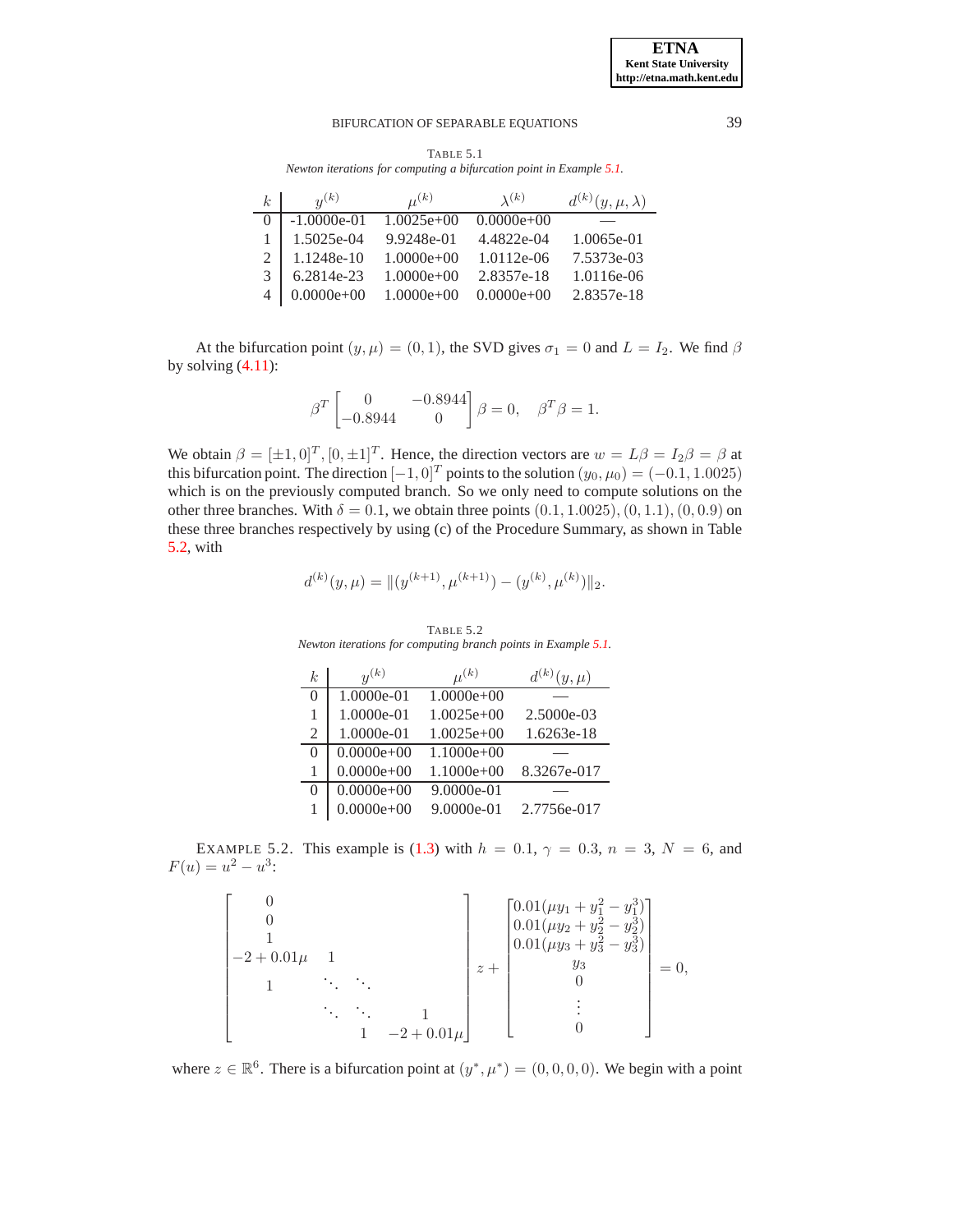TABLE 5.1
*Newton iterations for computing a bifurcation point in Example 5.1.*

| $k$ | $y^{(k)}$ | $\mu^{(k)}$ | $\lambda^{(k)}$ | $d^{(k)}(y,\mu,\lambda)$ |
|---|---|---|---|---|
| 0 | -1.0000e-01 | 1.0025e+00 | 0.0000e+00 | — |
| 1 | 1.5025e-04 | 9.9248e-01 | 4.4822e-04 | 1.0065e-01 |
| 2 | 1.1248e-10 | 1.0000e+00 | 1.0112e-06 | 7.5373e-03 |
| 3 | 6.2814e-23 | 1.0000e+00 | 2.8357e-18 | 1.0116e-06 |
| 4 | 0.0000e+00 | 1.0000e+00 | 0.0000e+00 | 2.8357e-18 |

At the bifurcation point $(y, \mu) = (0, 1)$, the SVD gives $\sigma_1 = 0$ and $L = I_2$. We find $\beta$ by solving (4.11):

$$\beta^T \begin{bmatrix} 0 & -0.8944 \\ -0.8944 & 0 \end{bmatrix} \beta = 0, \quad \beta^T \beta = 1.$$

We obtain $\beta = [\pm 1, 0]^T, [0, \pm 1]^T$. Hence, the direction vectors are $w = L\beta = I_2\beta = \beta$ at this bifurcation point. The direction $[-1, 0]^T$ points to the solution $(y_0, \mu_0) = (-0.1, 1.0025)$ which is on the previously computed branch. So we only need to compute solutions on the other three branches. With $\delta = 0.1$, we obtain three points $(0.1, 1.0025)$, $(0, 1.1)$, $(0, 0.9)$ on these three branches respectively by using (c) of the Procedure Summary, as shown in Table 5.2, with

$$d^{(k)}(y, \mu) = \|(y^{(k+1)}, \mu^{(k+1)}) - (y^{(k)}, \mu^{(k)})\|_2.$$

TABLE 5.2
*Newton iterations for computing branch points in Example 5.1.*

| $k$ | $y^{(k)}$ | $\mu^{(k)}$ | $d^{(k)}(y,\mu)$ |
|---|---|---|---|
| 0 | 1.0000e-01 | 1.0000e+00 | — |
| 1 | 1.0000e-01 | 1.0025e+00 | 2.5000e-03 |
| 2 | 1.0000e-01 | 1.0025e+00 | 1.6263e-18 |
| 0 | 0.0000e+00 | 1.1000e+00 | — |
| 1 | 0.0000e+00 | 1.1000e+00 | 8.3267e-017 |
| 0 | 0.0000e+00 | 9.0000e-01 | — |
| 1 | 0.0000e+00 | 9.0000e-01 | 2.7756e-017 |

EXAMPLE 5.2. This example is (1.3) with $h = 0.1$, $\gamma = 0.3$, $n = 3$, $N = 6$, and $F(u) = u^2 - u^3$:

$$\begin{bmatrix} 0 & & & & \\ 0 & & & & \\ 1 & & & & \\ -2+0.01\mu & 1 & & & \\ 1 & \ddots & \ddots & & \\ & \ddots & \ddots & 1 & \\ & & 1 & -2+0.01\mu & \end{bmatrix} z + \begin{bmatrix} 0.01(\mu y_1 + y_1^2 - y_1^3) \\ 0.01(\mu y_2 + y_2^2 - y_2^3) \\ 0.01(\mu y_3 + y_3^2 - y_3^3) \\ y_3 \\ 0 \\ \vdots \\ 0 \end{bmatrix} = 0,$$

where $z \in \mathbb{R}^6$. There is a bifurcation point at $(y^*, \mu^*) = (0, 0, 0, 0)$. We begin with a point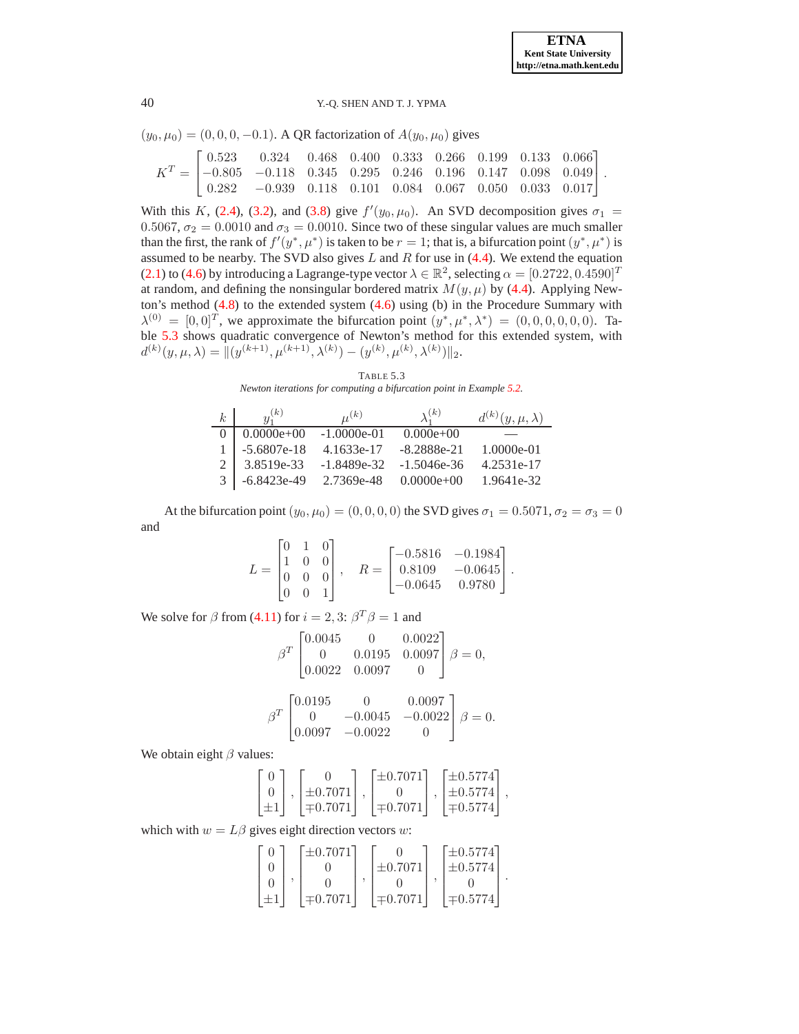$(y_0, \mu_0) = (0, 0, 0, -0.1)$. A QR factorization of $A(y_0, \mu_0)$ gives

$$K^T = \begin{bmatrix} 0.523 & 0.324 & 0.468 & 0.400 & 0.333 & 0.266 & 0.199 & 0.133 & 0.066 \\ -0.805 & -0.118 & 0.345 & 0.295 & 0.246 & 0.196 & 0.147 & 0.098 & 0.049 \\ 0.282 & -0.939 & 0.118 & 0.101 & 0.084 & 0.067 & 0.050 & 0.033 & 0.017 \end{bmatrix}.$$

With this $K$, (2.4), (3.2), and (3.8) give $f'(y_0, \mu_0)$. An SVD decomposition gives $\sigma_1 = 0.5067$, $\sigma_2 = 0.0010$ and $\sigma_3 = 0.0010$. Since two of these singular values are much smaller than the first, the rank of $f'(y^*, \mu^*)$ is taken to be $r = 1$; that is, a bifurcation point $(y^*, \mu^*)$ is assumed to be nearby. The SVD also gives $L$ and $R$ for use in (4.4). We extend the equation (2.1) to (4.6) by introducing a Lagrange-type vector $\lambda \in \mathbb{R}^2$, selecting $\alpha = [0.2722, 0.4590]^T$ at random, and defining the nonsingular bordered matrix $M(y, \mu)$ by (4.4). Applying Newton's method (4.8) to the extended system (4.6) using (b) in the Procedure Summary with $\lambda^{(0)} = [0, 0]^T$, we approximate the bifurcation point $(y^*, \mu^*, \lambda^*) = (0, 0, 0, 0, 0, 0)$. Table 5.3 shows quadratic convergence of Newton's method for this extended system, with $d^{(k)}(y, \mu, \lambda) = \|(y^{(k+1)}, \mu^{(k+1)}, \lambda^{(k)}) - (y^{(k)}, \mu^{(k)}, \lambda^{(k)})\|_2$.

TABLE 5.3
*Newton iterations for computing a bifurcation point in Example 5.2.*

| $k$ | $y_1^{(k)}$ | $\mu^{(k)}$ | $\lambda_1^{(k)}$ | $d^{(k)}(y, \mu, \lambda)$ |
|---|---|---|---|---|
| 0 | 0.0000e+00 | -1.0000e-01 | 0.000e+00 | — |
| 1 | -5.6807e-18 | 4.1633e-17 | -8.2888e-21 | 1.0000e-01 |
| 2 | 3.8519e-33 | -1.8489e-32 | -1.5046e-36 | 4.2531e-17 |
| 3 | -6.8423e-49 | 2.7369e-48 | 0.0000e+00 | 1.9641e-32 |

At the bifurcation point $(y_0, \mu_0) = (0, 0, 0, 0)$ the SVD gives $\sigma_1 = 0.5071$, $\sigma_2 = \sigma_3 = 0$ and

$$L = \begin{bmatrix} 0 & 1 & 0 \\ 1 & 0 & 0 \\ 0 & 0 & 0 \\ 0 & 0 & 1 \end{bmatrix}, \quad R = \begin{bmatrix} -0.5816 & -0.1984 \\ 0.8109 & -0.0645 \\ -0.0645 & 0.9780 \end{bmatrix}.$$

We solve for $\beta$ from (4.11) for $i = 2, 3$: $\beta^T \beta = 1$ and

$$\beta^T \begin{bmatrix} 0.0045 & 0 & 0.0022 \\ 0 & 0.0195 & 0.0097 \\ 0.0022 & 0.0097 & 0 \end{bmatrix} \beta = 0,$$

$$\beta^T \begin{bmatrix} 0.0195 & 0 & 0.0097 \\ 0 & -0.0045 & -0.0022 \\ 0.0097 & -0.0022 & 0 \end{bmatrix} \beta = 0.$$

We obtain eight $\beta$ values:

$$\begin{bmatrix} 0 \\ 0 \\ \pm 1 \end{bmatrix}, \begin{bmatrix} 0 \\ \pm 0.7071 \\ \mp 0.7071 \end{bmatrix}, \begin{bmatrix} \pm 0.7071 \\ 0 \\ \mp 0.7071 \end{bmatrix}, \begin{bmatrix} \pm 0.5774 \\ \pm 0.5774 \\ \mp 0.5774 \end{bmatrix},$$

which with $w = L\beta$ gives eight direction vectors $w$:

$$\begin{bmatrix} 0 \\ 0 \\ 0 \\ \pm 1 \end{bmatrix}, \begin{bmatrix} \pm 0.7071 \\ 0 \\ 0 \\ \mp 0.7071 \end{bmatrix}, \begin{bmatrix} 0 \\ \pm 0.7071 \\ 0 \\ \mp 0.7071 \end{bmatrix}, \begin{bmatrix} \pm 0.5774 \\ \pm 0.5774 \\ 0 \\ \mp 0.5774 \end{bmatrix}.$$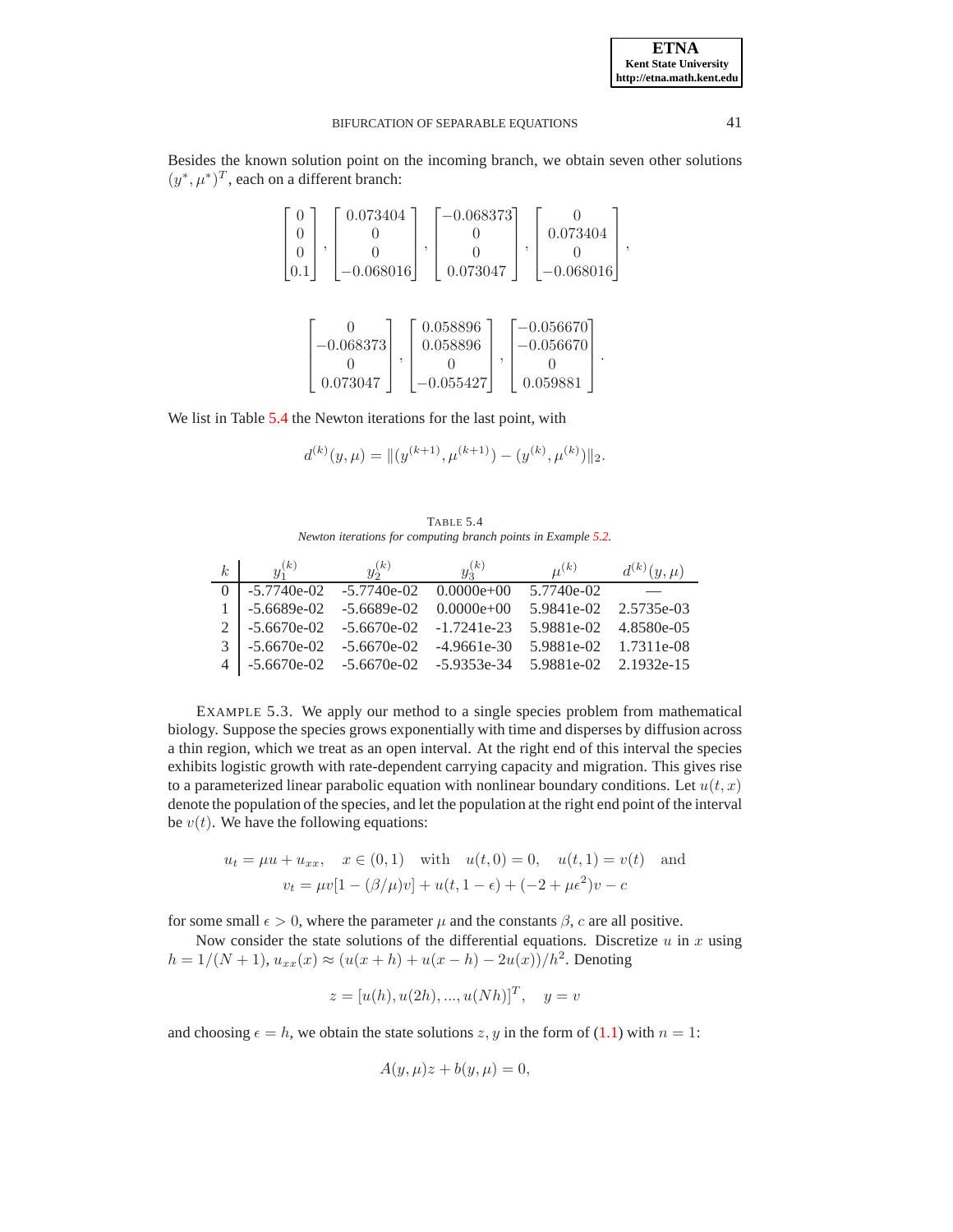Besides the known solution point on the incoming branch, we obtain seven other solutions $(y^*, \mu^*)^T$, each on a different branch:

$$
\begin{bmatrix} 0 \\ 0 \\ 0 \\ 0.1 \end{bmatrix}, \begin{bmatrix} 0.073404 \\ 0 \\ 0 \\ -0.068016 \end{bmatrix}, \begin{bmatrix} -0.068373 \\ 0 \\ 0 \\ 0.073047 \end{bmatrix}, \begin{bmatrix} 0 \\ 0.073404 \\ 0 \\ -0.068016 \end{bmatrix},
$$

$$
\begin{bmatrix} 0 \\ -0.068373 \\ 0 \\ 0.073047 \end{bmatrix}, \begin{bmatrix} 0.058896 \\ 0.058896 \\ 0 \\ -0.055427 \end{bmatrix}, \begin{bmatrix} -0.056670 \\ -0.056670 \\ 0 \\ 0.059881 \end{bmatrix}.
$$

We list in Table 5.4 the Newton iterations for the last point, with

$$
d^{(k)}(y, \mu) = \|(y^{(k+1)}, \mu^{(k+1)}) - (y^{(k)}, \mu^{(k)})\|_2.
$$

TABLE 5.4
*Newton iterations for computing branch points in Example 5.2.*

| $k$ | $y_1^{(k)}$ | $y_2^{(k)}$ | $y_3^{(k)}$ | $\mu^{(k)}$ | $d^{(k)}(y, \mu)$ |
|---|---|---|---|---|---|
| 0 | -5.7740e-02 | -5.7740e-02 | 0.0000e+00 | 5.7740e-02 | — |
| 1 | -5.6689e-02 | -5.6689e-02 | 0.0000e+00 | 5.9841e-02 | 2.5735e-03 |
| 2 | -5.6670e-02 | -5.6670e-02 | -1.7241e-23 | 5.9881e-02 | 4.8580e-05 |
| 3 | -5.6670e-02 | -5.6670e-02 | -4.9661e-30 | 5.9881e-02 | 1.7311e-08 |
| 4 | -5.6670e-02 | -5.6670e-02 | -5.9353e-34 | 5.9881e-02 | 2.1932e-15 |

EXAMPLE 5.3. We apply our method to a single species problem from mathematical biology. Suppose the species grows exponentially with time and disperses by diffusion across a thin region, which we treat as an open interval. At the right end of this interval the species exhibits logistic growth with rate-dependent carrying capacity and migration. This gives rise to a parameterized linear parabolic equation with nonlinear boundary conditions. Let $u(t, x)$ denote the population of the species, and let the population at the right end point of the interval be $v(t)$. We have the following equations:

$$
\begin{aligned}
u_t = \mu u + u_{xx}, \quad x \in (0, 1) \quad \text{with} \quad u(t, 0) = 0, \quad u(t, 1) = v(t) \quad \text{and} \\
v_t = \mu v[1 - (\beta/\mu)v] + u(t, 1 - \epsilon) + (-2 + \mu\epsilon^2)v - c
\end{aligned}
$$

for some small $\epsilon > 0$, where the parameter $\mu$ and the constants $\beta$, $c$ are all positive.

Now consider the state solutions of the differential equations. Discretize $u$ in $x$ using $h = 1/(N + 1)$, $u_{xx}(x) \approx (u(x + h) + u(x - h) - 2u(x))/h^2$. Denoting

$$
z = [u(h), u(2h), ..., u(Nh)]^T, \quad y = v
$$

and choosing $\epsilon = h$, we obtain the state solutions $z, y$ in the form of (1.1) with $n = 1$:

$$
A(y, \mu)z + b(y, \mu) = 0,
$$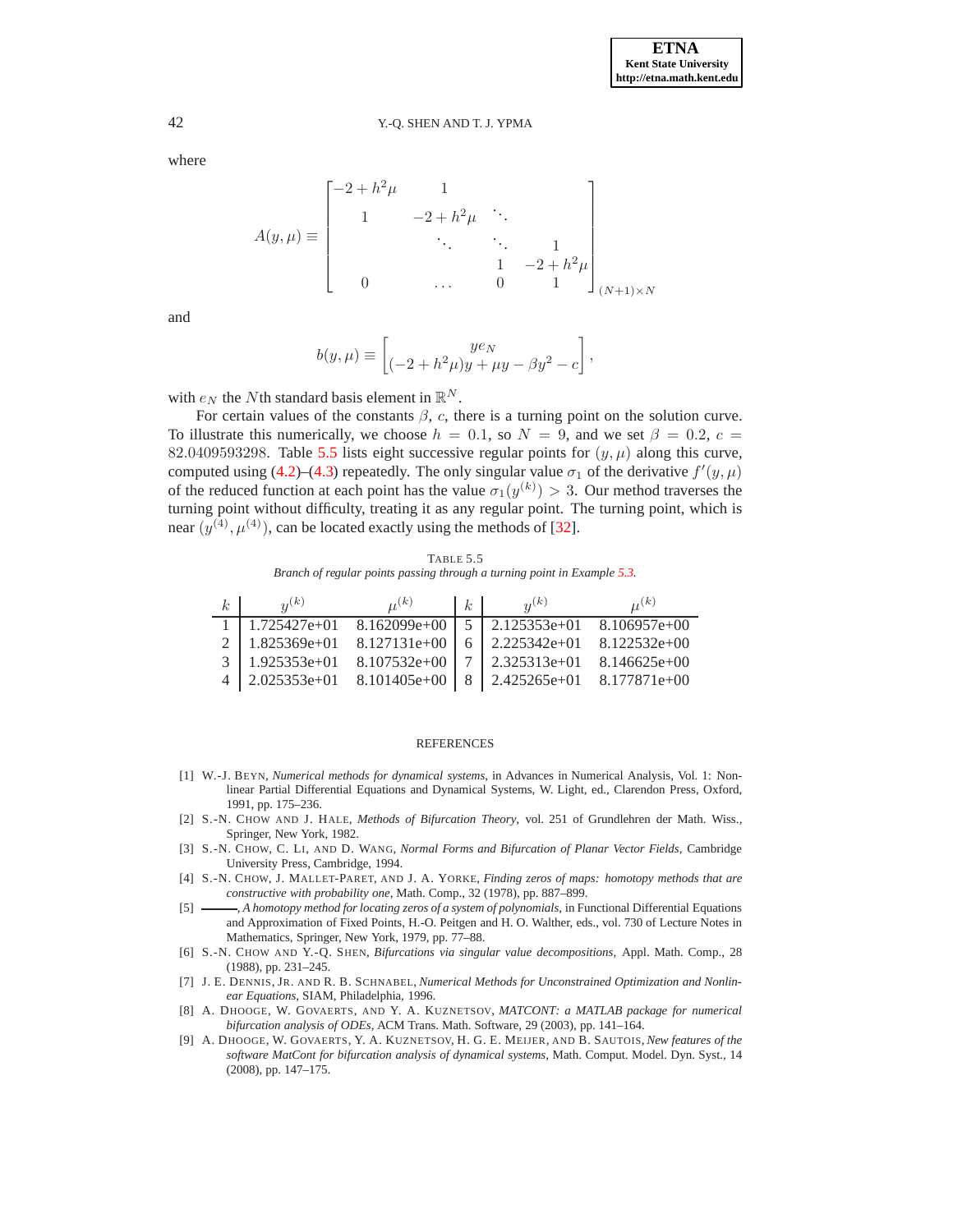where

$$
A(y,\mu) \equiv \begin{bmatrix} -2+h^2\mu & 1 & & & \\ 1 & -2+h^2\mu & \ddots & & \\ & \ddots & \ddots & 1 & \\ & & 1 & -2+h^2\mu \\ 0 & \dots & 0 & 1 \end{bmatrix}_{(N+1)\times N}
$$

and

$$
b(y,\mu) \equiv \begin{bmatrix} ye_N \\ (-2+h^2\mu)y + \mu y - \beta y^2 - c \end{bmatrix},
$$

with $e_N$ the $N$th standard basis element in $\mathbb{R}^N$.

For certain values of the constants $\beta$, $c$, there is a turning point on the solution curve. To illustrate this numerically, we choose $h = 0.1$, so $N = 9$, and we set $\beta = 0.2$, $c = 82.0409593298$. Table 5.5 lists eight successive regular points for $(y,\mu)$ along this curve, computed using (4.2)–(4.3) repeatedly. The only singular value $\sigma_1$ of the derivative $f'(y,\mu)$ of the reduced function at each point has the value $\sigma_1(y^{(k)}) > 3$. Our method traverses the turning point without difficulty, treating it as any regular point. The turning point, which is near $(y^{(4)},\mu^{(4)})$, can be located exactly using the methods of [32].

TABLE 5.5
*Branch of regular points passing through a turning point in Example 5.3.*

| $k$ | $y^{(k)}$ | $\mu^{(k)}$ | $k$ | $y^{(k)}$ | $\mu^{(k)}$ |
|---|---|---|---|---|---|
| 1 | 1.725427e+01 | 8.162099e+00 | 5 | 2.125353e+01 | 8.106957e+00 |
| 2 | 1.825369e+01 | 8.127131e+00 | 6 | 2.225342e+01 | 8.122532e+00 |
| 3 | 1.925353e+01 | 8.107532e+00 | 7 | 2.325313e+01 | 8.146625e+00 |
| 4 | 2.025353e+01 | 8.101405e+00 | 8 | 2.425265e+01 | 8.177871e+00 |

## REFERENCES

[1] W.-J. BEYN, *Numerical methods for dynamical systems*, in Advances in Numerical Analysis, Vol. 1: Nonlinear Partial Differential Equations and Dynamical Systems, W. Light, ed., Clarendon Press, Oxford, 1991, pp. 175–236.

[2] S.-N. CHOW AND J. HALE, *Methods of Bifurcation Theory*, vol. 251 of Grundlehren der Math. Wiss., Springer, New York, 1982.

[3] S.-N. CHOW, C. LI, AND D. WANG, *Normal Forms and Bifurcation of Planar Vector Fields*, Cambridge University Press, Cambridge, 1994.

[4] S.-N. CHOW, J. MALLET-PARET, AND J. A. YORKE, *Finding zeros of maps: homotopy methods that are constructive with probability one*, Math. Comp., 32 (1978), pp. 887–899.

[5] ———, *A homotopy method for locating zeros of a system of polynomials*, in Functional Differential Equations and Approximation of Fixed Points, H.-O. Peitgen and H. O. Walther, eds., vol. 730 of Lecture Notes in Mathematics, Springer, New York, 1979, pp. 77–88.

[6] S.-N. CHOW AND Y.-Q. SHEN, *Bifurcations via singular value decompositions*, Appl. Math. Comp., 28 (1988), pp. 231–245.

[7] J. E. DENNIS, JR. AND R. B. SCHNABEL, *Numerical Methods for Unconstrained Optimization and Nonlinear Equations*, SIAM, Philadelphia, 1996.

[8] A. DHOOGE, W. GOVAERTS, AND Y. A. KUZNETSOV, *MATCONT: a MATLAB package for numerical bifurcation analysis of ODEs*, ACM Trans. Math. Software, 29 (2003), pp. 141–164.

[9] A. DHOOGE, W. GOVAERTS, Y. A. KUZNETSOV, H. G. E. MEIJER, AND B. SAUTOIS, *New features of the software MatCont for bifurcation analysis of dynamical systems*, Math. Comput. Model. Dyn. Syst., 14 (2008), pp. 147–175.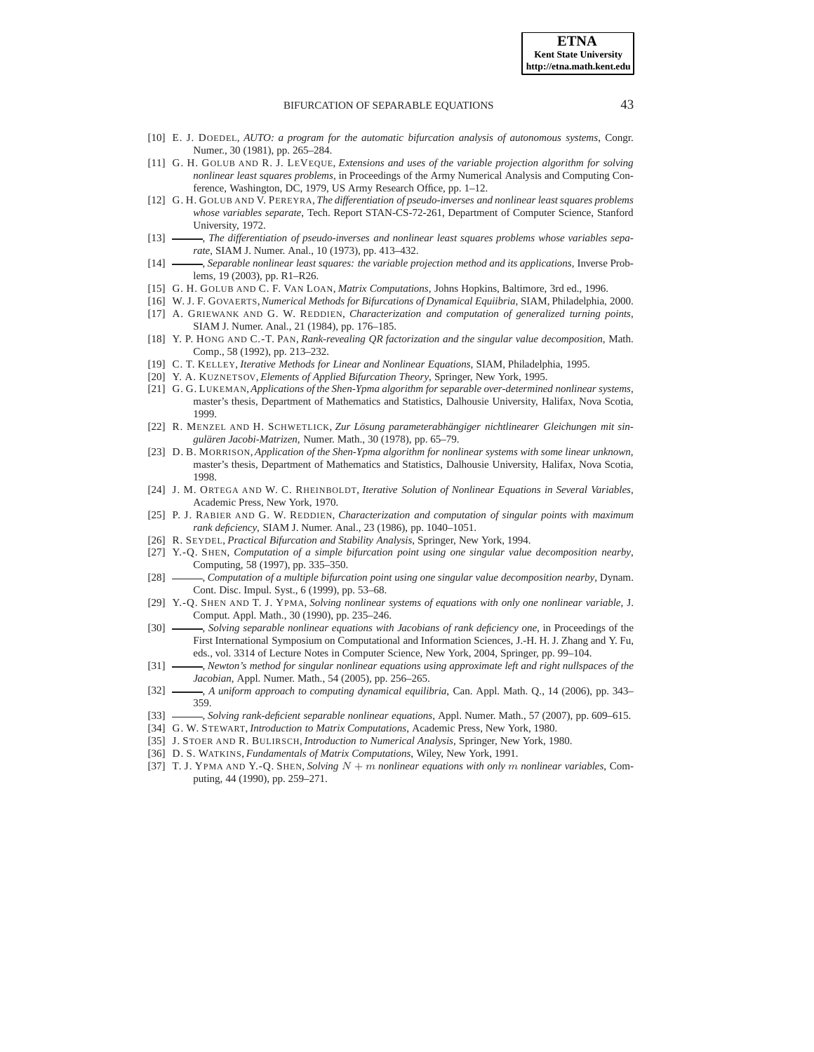[10] E. J. DOEDEL, *AUTO: a program for the automatic bifurcation analysis of autonomous systems*, Congr. Numer., 30 (1981), pp. 265–284.

[11] G. H. GOLUB AND R. J. LEVEQUE, *Extensions and uses of the variable projection algorithm for solving nonlinear least squares problems*, in Proceedings of the Army Numerical Analysis and Computing Conference, Washington, DC, 1979, US Army Research Office, pp. 1–12.

[12] G. H. GOLUB AND V. PEREYRA, *The differentiation of pseudo-inverses and nonlinear least squares problems whose variables separate*, Tech. Report STAN-CS-72-261, Department of Computer Science, Stanford University, 1972.

[13] ———, *The differentiation of pseudo-inverses and nonlinear least squares problems whose variables separate*, SIAM J. Numer. Anal., 10 (1973), pp. 413–432.

[14] ———, *Separable nonlinear least squares: the variable projection method and its applications*, Inverse Problems, 19 (2003), pp. R1–R26.

[15] G. H. GOLUB AND C. F. VAN LOAN, *Matrix Computations*, Johns Hopkins, Baltimore, 3rd ed., 1996.

[16] W. J. F. GOVAERTS, *Numerical Methods for Bifurcations of Dynamical Equiibria*, SIAM, Philadelphia, 2000.

[17] A. GRIEWANK AND G. W. REDDIEN, *Characterization and computation of generalized turning points*, SIAM J. Numer. Anal., 21 (1984), pp. 176–185.

[18] Y. P. HONG AND C.-T. PAN, *Rank-revealing QR factorization and the singular value decomposition*, Math. Comp., 58 (1992), pp. 213–232.

[19] C. T. KELLEY, *Iterative Methods for Linear and Nonlinear Equations*, SIAM, Philadelphia, 1995.

[20] Y. A. KUZNETSOV, *Elements of Applied Bifurcation Theory*, Springer, New York, 1995.

[21] G. G. LUKEMAN, *Applications of the Shen-Ypma algorithm for separable over-determined nonlinear systems*, master's thesis, Department of Mathematics and Statistics, Dalhousie University, Halifax, Nova Scotia, 1999.

[22] R. MENZEL AND H. SCHWETLICK, *Zur Lösung parameterabhängiger nichtlinearer Gleichungen mit singulären Jacobi-Matrizen*, Numer. Math., 30 (1978), pp. 65–79.

[23] D. B. MORRISON, *Application of the Shen-Ypma algorithm for nonlinear systems with some linear unknown*, master's thesis, Department of Mathematics and Statistics, Dalhousie University, Halifax, Nova Scotia, 1998.

[24] J. M. ORTEGA AND W. C. RHEINBOLDT, *Iterative Solution of Nonlinear Equations in Several Variables*, Academic Press, New York, 1970.

[25] P. J. RABIER AND G. W. REDDIEN, *Characterization and computation of singular points with maximum rank deficiency*, SIAM J. Numer. Anal., 23 (1986), pp. 1040–1051.

[26] R. SEYDEL, *Practical Bifurcation and Stability Analysis*, Springer, New York, 1994.

[27] Y.-Q. SHEN, *Computation of a simple bifurcation point using one singular value decomposition nearby*, Computing, 58 (1997), pp. 335–350.

[28] ———, *Computation of a multiple bifurcation point using one singular value decomposition nearby*, Dynam. Cont. Disc. Impul. Syst., 6 (1999), pp. 53–68.

[29] Y.-Q. SHEN AND T. J. YPMA, *Solving nonlinear systems of equations with only one nonlinear variable*, J. Comput. Appl. Math., 30 (1990), pp. 235–246.

[30] ———, *Solving separable nonlinear equations with Jacobians of rank deficiency one*, in Proceedings of the First International Symposium on Computational and Information Sciences, J.-H. H. J. Zhang and Y. Fu, eds., vol. 3314 of Lecture Notes in Computer Science, New York, 2004, Springer, pp. 99–104.

[31] ———, *Newton's method for singular nonlinear equations using approximate left and right nullspaces of the Jacobian*, Appl. Numer. Math., 54 (2005), pp. 256–265.

[32] ———, *A uniform approach to computing dynamical equilibria*, Can. Appl. Math. Q., 14 (2006), pp. 343–359.

[33] ———, *Solving rank-deficient separable nonlinear equations*, Appl. Numer. Math., 57 (2007), pp. 609–615.

[34] G. W. STEWART, *Introduction to Matrix Computations*, Academic Press, New York, 1980.

[35] J. STOER AND R. BULIRSCH, *Introduction to Numerical Analysis*, Springer, New York, 1980.

[36] D. S. WATKINS, *Fundamentals of Matrix Computations*, Wiley, New York, 1991.

[37] T. J. YPMA AND Y.-Q. SHEN, *Solving $N + m$ nonlinear equations with only $m$ nonlinear variables*, Computing, 44 (1990), pp. 259–271.